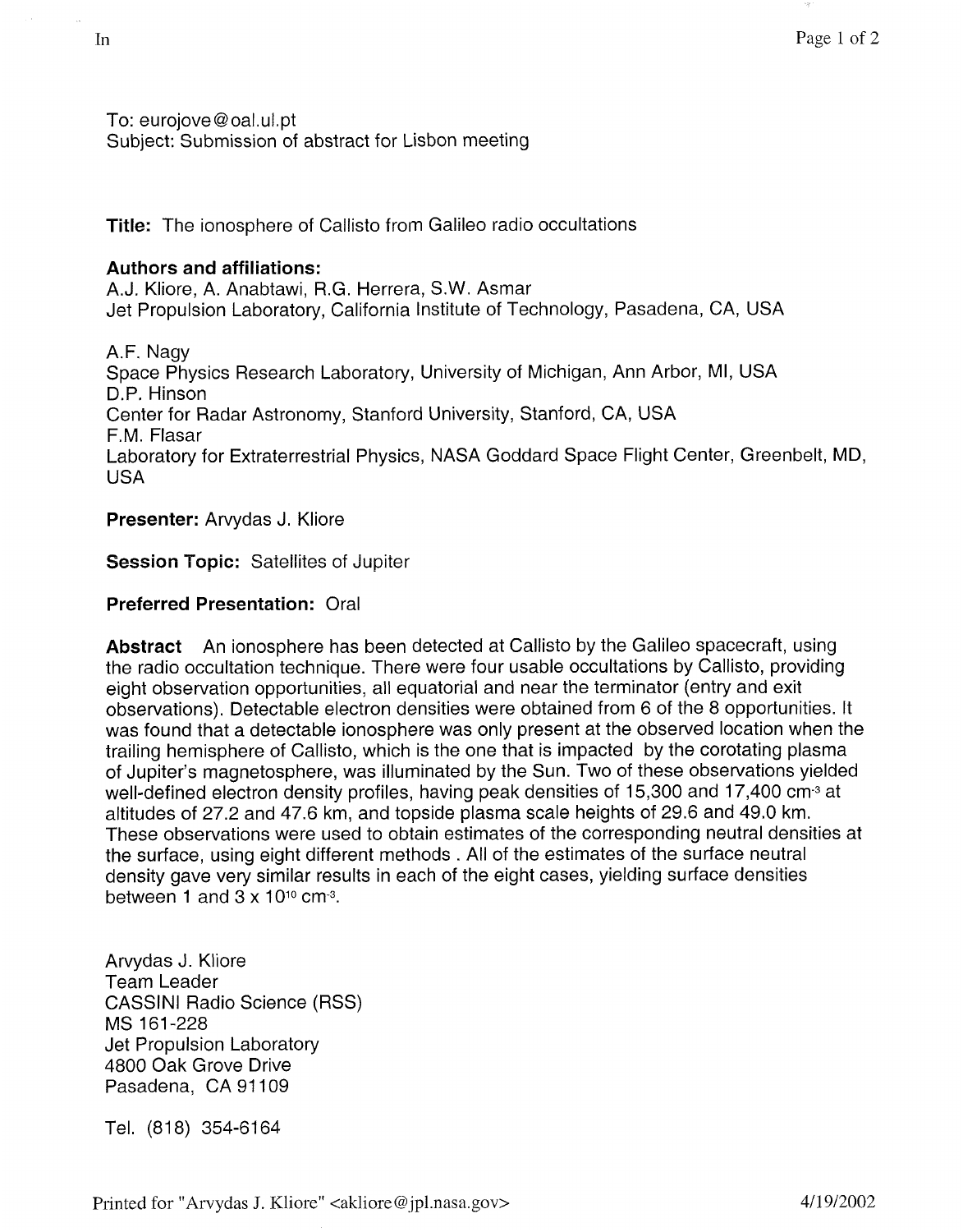To: eurojove@oal.ul.pt
Subject: Submission of abstract for Lisbon meeting

**Title:** The ionosphere of Callisto from Galileo radio occultations

**Authors and affiliations:**
A.J. Kliore, A. Anabtawi, R.G. Herrera, S.W. Asmar
Jet Propulsion Laboratory, California Institute of Technology, Pasadena, CA, USA

A.F. Nagy
Space Physics Research Laboratory, University of Michigan, Ann Arbor, MI, USA
D.P. Hinson
Center for Radar Astronomy, Stanford University, Stanford, CA, USA
F.M. Flasar
Laboratory for Extraterrestrial Physics, NASA Goddard Space Flight Center, Greenbelt, MD, USA

**Presenter:** Arvydas J. Kliore

**Session Topic:** Satellites of Jupiter

**Preferred Presentation:** Oral

**Abstract** An ionosphere has been detected at Callisto by the Galileo spacecraft, using the radio occultation technique. There were four usable occultations by Callisto, providing eight observation opportunities, all equatorial and near the terminator (entry and exit observations). Detectable electron densities were obtained from 6 of the 8 opportunities. It was found that a detectable ionosphere was only present at the observed location when the trailing hemisphere of Callisto, which is the one that is impacted by the corotating plasma of Jupiter's magnetosphere, was illuminated by the Sun. Two of these observations yielded well-defined electron density profiles, having peak densities of 15,300 and 17,400 $cm^{-3}$ at altitudes of 27.2 and 47.6 km, and topside plasma scale heights of 29.6 and 49.0 km. These observations were used to obtain estimates of the corresponding neutral densities at the surface, using eight different methods . All of the estimates of the surface neutral density gave very similar results in each of the eight cases, yielding surface densities between 1 and $3 \times 10^{10}$ $cm^{-3}$.

Arvydas J. Kliore
Team Leader
CASSINI Radio Science (RSS)
MS 161-228
Jet Propulsion Laboratory
4800 Oak Grove Drive
Pasadena, CA 91109

Tel. (818) 354-6164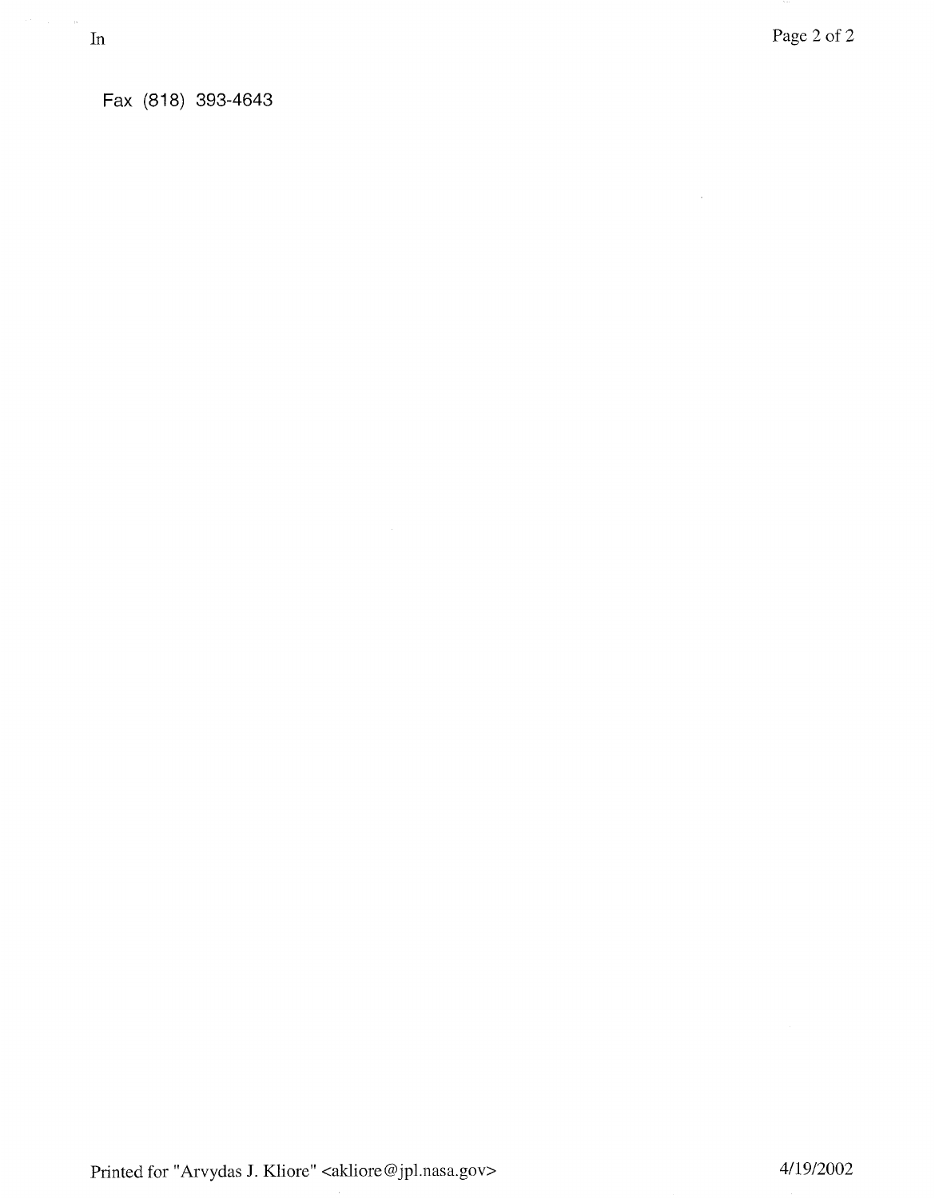Fax (818) 393-4643